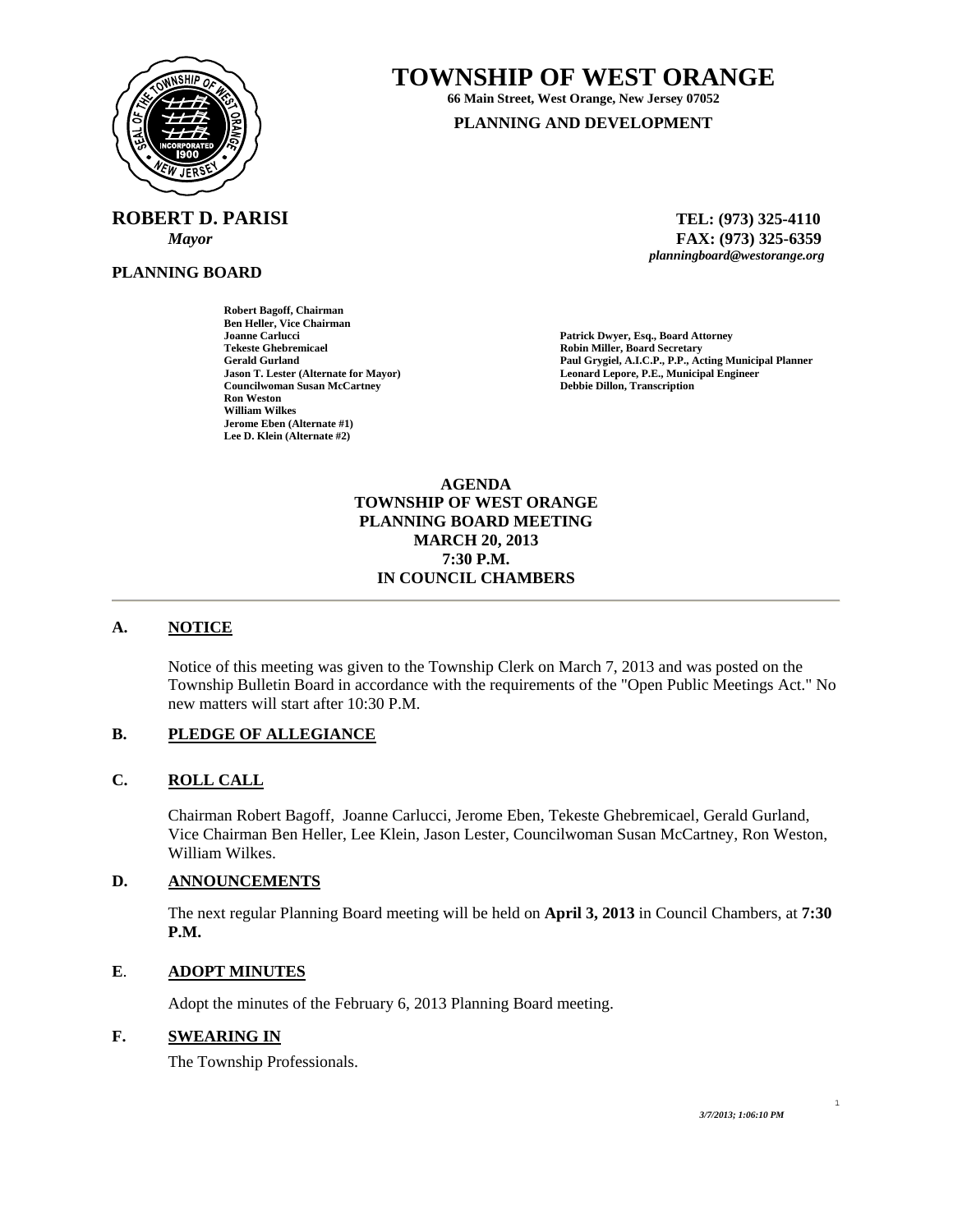# TOWNSHIP OF WEST ORANGE

**66 Main Street, West Orange, New Jersey 07052**

**PLANNING AND DEVELOPMENT**

**ROBERT D. PARISI**
***Mayor***

**TEL: (973) 325-4110**
**FAX: (973) 325-6359**
***planningboard@westorange.org***

**PLANNING BOARD**

**Robert Bagoff, Chairman**
**Ben Heller, Vice Chairman**
**Joanne Carlucci**
**Tekeste Ghebremicael**
**Gerald Gurland**
**Jason T. Lester (Alternate for Mayor)**
**Councilwoman Susan McCartney**
**Ron Weston**
**William Wilkes**
**Jerome Eben (Alternate #1)**
**Lee D. Klein (Alternate #2)**

**Patrick Dwyer, Esq., Board Attorney**
**Robin Miller, Board Secretary**
**Paul Grygiel, A.I.C.P., P.P., Acting Municipal Planner**
**Leonard Lepore, P.E., Municipal Engineer**
**Debbie Dillon, Transcription**

**AGENDA**
**TOWNSHIP OF WEST ORANGE**
**PLANNING BOARD MEETING**
**MARCH 20, 2013**
**7:30 P.M.**
**IN COUNCIL CHAMBERS**

---

## A. NOTICE

Notice of this meeting was given to the Township Clerk on March 7, 2013 and was posted on the Township Bulletin Board in accordance with the requirements of the "Open Public Meetings Act." No new matters will start after 10:30 P.M.

## B. PLEDGE OF ALLEGIANCE

## C. ROLL CALL

Chairman Robert Bagoff, Joanne Carlucci, Jerome Eben, Tekeste Ghebremicael, Gerald Gurland, Vice Chairman Ben Heller, Lee Klein, Jason Lester, Councilwoman Susan McCartney, Ron Weston, William Wilkes.

## D. ANNOUNCEMENTS

The next regular Planning Board meeting will be held on **April 3, 2013** in Council Chambers, at **7:30 P.M.**

## E. ADOPT MINUTES

Adopt the minutes of the February 6, 2013 Planning Board meeting.

## F. SWEARING IN

The Township Professionals.

*3/7/2013; 1:06:10 PM*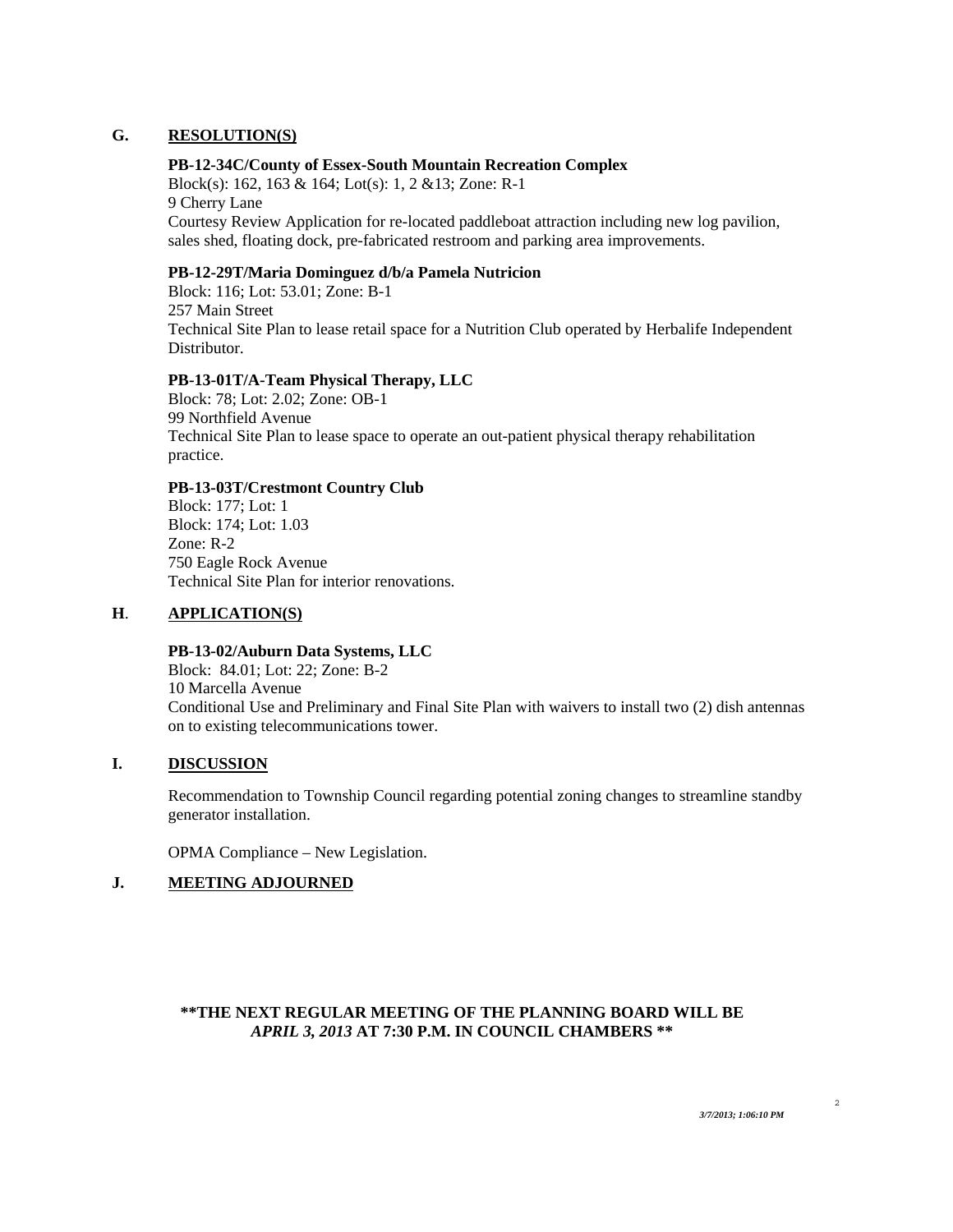## G. RESOLUTION(S)

**PB-12-34C/County of Essex-South Mountain Recreation Complex**
Block(s): 162, 163 & 164; Lot(s): 1, 2 &13; Zone: R-1
9 Cherry Lane
Courtesy Review Application for re-located paddleboat attraction including new log pavilion, sales shed, floating dock, pre-fabricated restroom and parking area improvements.

**PB-12-29T/Maria Dominguez d/b/a Pamela Nutricion**
Block: 116; Lot: 53.01; Zone: B-1
257 Main Street
Technical Site Plan to lease retail space for a Nutrition Club operated by Herbalife Independent Distributor.

**PB-13-01T/A-Team Physical Therapy, LLC**
Block: 78; Lot: 2.02; Zone: OB-1
99 Northfield Avenue
Technical Site Plan to lease space to operate an out-patient physical therapy rehabilitation practice.

**PB-13-03T/Crestmont Country Club**
Block: 177; Lot: 1
Block: 174; Lot: 1.03
Zone: R-2
750 Eagle Rock Avenue
Technical Site Plan for interior renovations.

## H. APPLICATION(S)

**PB-13-02/Auburn Data Systems, LLC**
Block: 84.01; Lot: 22; Zone: B-2
10 Marcella Avenue
Conditional Use and Preliminary and Final Site Plan with waivers to install two (2) dish antennas on to existing telecommunications tower.

## I. DISCUSSION

Recommendation to Township Council regarding potential zoning changes to streamline standby generator installation.

OPMA Compliance – New Legislation.

## J. MEETING ADJOURNED

**\*\*THE NEXT REGULAR MEETING OF THE PLANNING BOARD WILL BE *APRIL 3, 2013* AT 7:30 P.M. IN COUNCIL CHAMBERS \*\***

*3/7/2013; 1:06:10 PM*